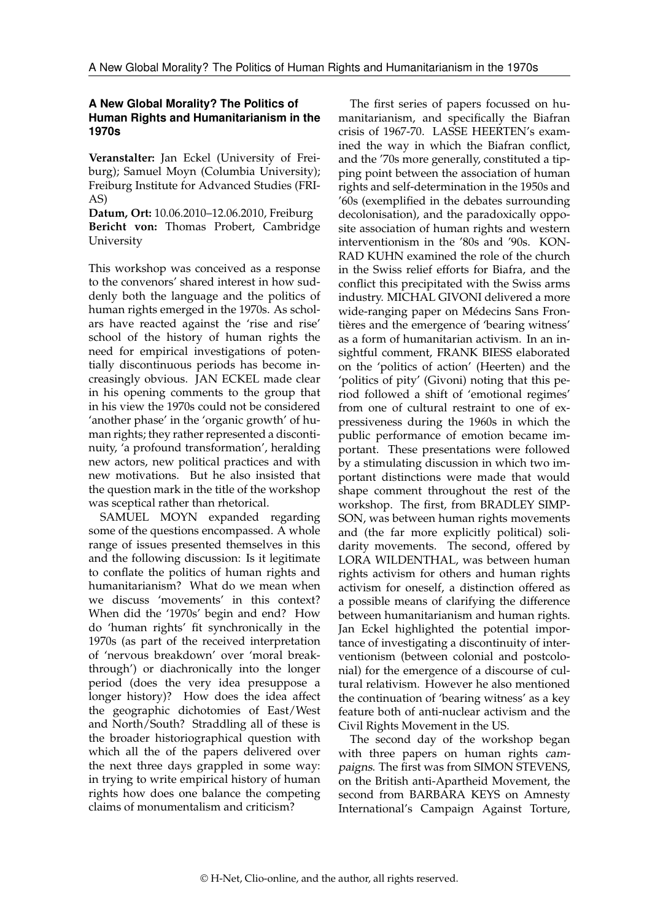## A New Global Morality? The Politics of Human Rights and Humanitarianism in the 1970s

**Veranstalter:** Jan Eckel (University of Freiburg); Samuel Moyn (Columbia University); Freiburg Institute for Advanced Studies (FRIAS)
**Datum, Ort:** 10.06.2010–12.06.2010, Freiburg
**Bericht von:** Thomas Probert, Cambridge University

This workshop was conceived as a response to the convenors' shared interest in how suddenly both the language and the politics of human rights emerged in the 1970s. As scholars have reacted against the 'rise and rise' school of the history of human rights the need for empirical investigations of potentially discontinuous periods has become increasingly obvious. JAN ECKEL made clear in his opening comments to the group that in his view the 1970s could not be considered 'another phase' in the 'organic growth' of human rights; they rather represented a discontinuity, 'a profound transformation', heralding new actors, new political practices and with new motivations. But he also insisted that the question mark in the title of the workshop was sceptical rather than rhetorical.

SAMUEL MOYN expanded regarding some of the questions encompassed. A whole range of issues presented themselves in this and the following discussion: Is it legitimate to conflate the politics of human rights and humanitarianism? What do we mean when we discuss 'movements' in this context? When did the '1970s' begin and end? How do 'human rights' fit synchronically in the 1970s (as part of the received interpretation of 'nervous breakdown' over 'moral breakthrough') or diachronically into the longer period (does the very idea presuppose a longer history)? How does the idea affect the geographic dichotomies of East/West and North/South? Straddling all of these is the broader historiographical question with which all the of the papers delivered over the next three days grappled in some way: in trying to write empirical history of human rights how does one balance the competing claims of monumentalism and criticism?

The first series of papers focussed on humanitarianism, and specifically the Biafran crisis of 1967-70. LASSE HEERTEN's examined the way in which the Biafran conflict, and the '70s more generally, constituted a tipping point between the association of human rights and self-determination in the 1950s and '60s (exemplified in the debates surrounding decolonisation), and the paradoxically opposite association of human rights and western interventionism in the '80s and '90s. KONRAD KUHN examined the role of the church in the Swiss relief efforts for Biafra, and the conflict this precipitated with the Swiss arms industry. MICHAL GIVONI delivered a more wide-ranging paper on Médecins Sans Frontières and the emergence of 'bearing witness' as a form of humanitarian activism. In an insightful comment, FRANK BIESS elaborated on the 'politics of action' (Heerten) and the 'politics of pity' (Givoni) noting that this period followed a shift of 'emotional regimes' from one of cultural restraint to one of expressiveness during the 1960s in which the public performance of emotion became important. These presentations were followed by a stimulating discussion in which two important distinctions were made that would shape comment throughout the rest of the workshop. The first, from BRADLEY SIMPSON, was between human rights movements and (the far more explicitly political) solidarity movements. The second, offered by LORA WILDENTHAL, was between human rights activism for others and human rights activism for oneself, a distinction offered as a possible means of clarifying the difference between humanitarianism and human rights. Jan Eckel highlighted the potential importance of investigating a discontinuity of interventionism (between colonial and postcolonial) for the emergence of a discourse of cultural relativism. However he also mentioned the continuation of 'bearing witness' as a key feature both of anti-nuclear activism and the Civil Rights Movement in the US.

The second day of the workshop began with three papers on human rights *campaigns*. The first was from SIMON STEVENS, on the British anti-Apartheid Movement, the second from BARBARA KEYS on Amnesty International's Campaign Against Torture,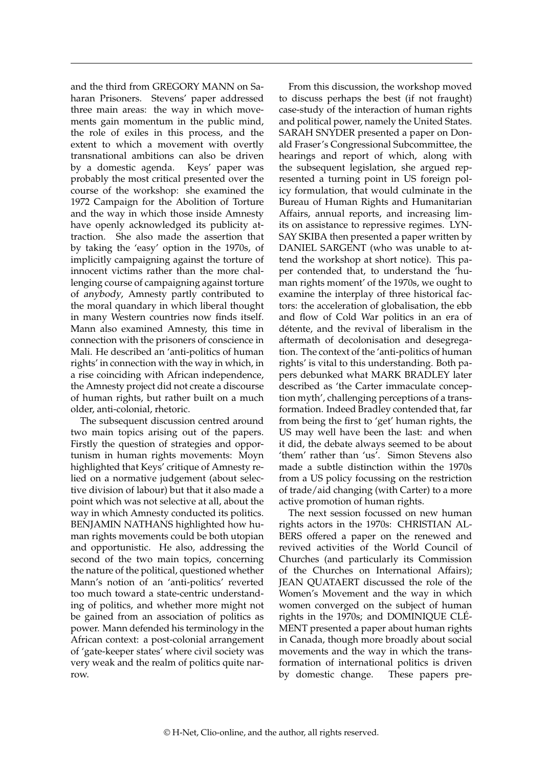and the third from GREGORY MANN on Saharan Prisoners. Stevens' paper addressed three main areas: the way in which movements gain momentum in the public mind, the role of exiles in this process, and the extent to which a movement with overtly transnational ambitions can also be driven by a domestic agenda. Keys' paper was probably the most critical presented over the course of the workshop: she examined the 1972 Campaign for the Abolition of Torture and the way in which those inside Amnesty have openly acknowledged its publicity attraction. She also made the assertion that by taking the 'easy' option in the 1970s, of implicitly campaigning against the torture of innocent victims rather than the more challenging course of campaigning against torture of *anybody*, Amnesty partly contributed to the moral quandary in which liberal thought in many Western countries now finds itself. Mann also examined Amnesty, this time in connection with the prisoners of conscience in Mali. He described an 'anti-politics of human rights' in connection with the way in which, in a rise coinciding with African independence, the Amnesty project did not create a discourse of human rights, but rather built on a much older, anti-colonial, rhetoric.

The subsequent discussion centred around two main topics arising out of the papers. Firstly the question of strategies and opportunism in human rights movements: Moyn highlighted that Keys' critique of Amnesty relied on a normative judgement (about selective division of labour) but that it also made a point which was not selective at all, about the way in which Amnesty conducted its politics. BENJAMIN NATHANS highlighted how human rights movements could be both utopian and opportunistic. He also, addressing the second of the two main topics, concerning the nature of the political, questioned whether Mann's notion of an 'anti-politics' reverted too much toward a state-centric understanding of politics, and whether more might not be gained from an association of politics as power. Mann defended his terminology in the African context: a post-colonial arrangement of 'gate-keeper states' where civil society was very weak and the realm of politics quite narrow.

From this discussion, the workshop moved to discuss perhaps the best (if not fraught) case-study of the interaction of human rights and political power, namely the United States. SARAH SNYDER presented a paper on Donald Fraser's Congressional Subcommittee, the hearings and report of which, along with the subsequent legislation, she argued represented a turning point in US foreign policy formulation, that would culminate in the Bureau of Human Rights and Humanitarian Affairs, annual reports, and increasing limits on assistance to repressive regimes. LYNSAY SKIBA then presented a paper written by DANIEL SARGENT (who was unable to attend the workshop at short notice). This paper contended that, to understand the 'human rights moment' of the 1970s, we ought to examine the interplay of three historical factors: the acceleration of globalisation, the ebb and flow of Cold War politics in an era of détente, and the revival of liberalism in the aftermath of decolonisation and desegregation. The context of the 'anti-politics of human rights' is vital to this understanding. Both papers debunked what MARK BRADLEY later described as 'the Carter immaculate conception myth', challenging perceptions of a transformation. Indeed Bradley contended that, far from being the first to 'get' human rights, the US may well have been the last: and when it did, the debate always seemed to be about 'them' rather than 'us'. Simon Stevens also made a subtle distinction within the 1970s from a US policy focussing on the restriction of trade/aid changing (with Carter) to a more active promotion of human rights.

The next session focussed on new human rights actors in the 1970s: CHRISTIAN ALBERS offered a paper on the renewed and revived activities of the World Council of Churches (and particularly its Commission of the Churches on International Affairs); JEAN QUATAERT discussed the role of the Women's Movement and the way in which women converged on the subject of human rights in the 1970s; and DOMINIQUE CLÉMENT presented a paper about human rights in Canada, though more broadly about social movements and the way in which the transformation of international politics is driven by domestic change. These papers pre-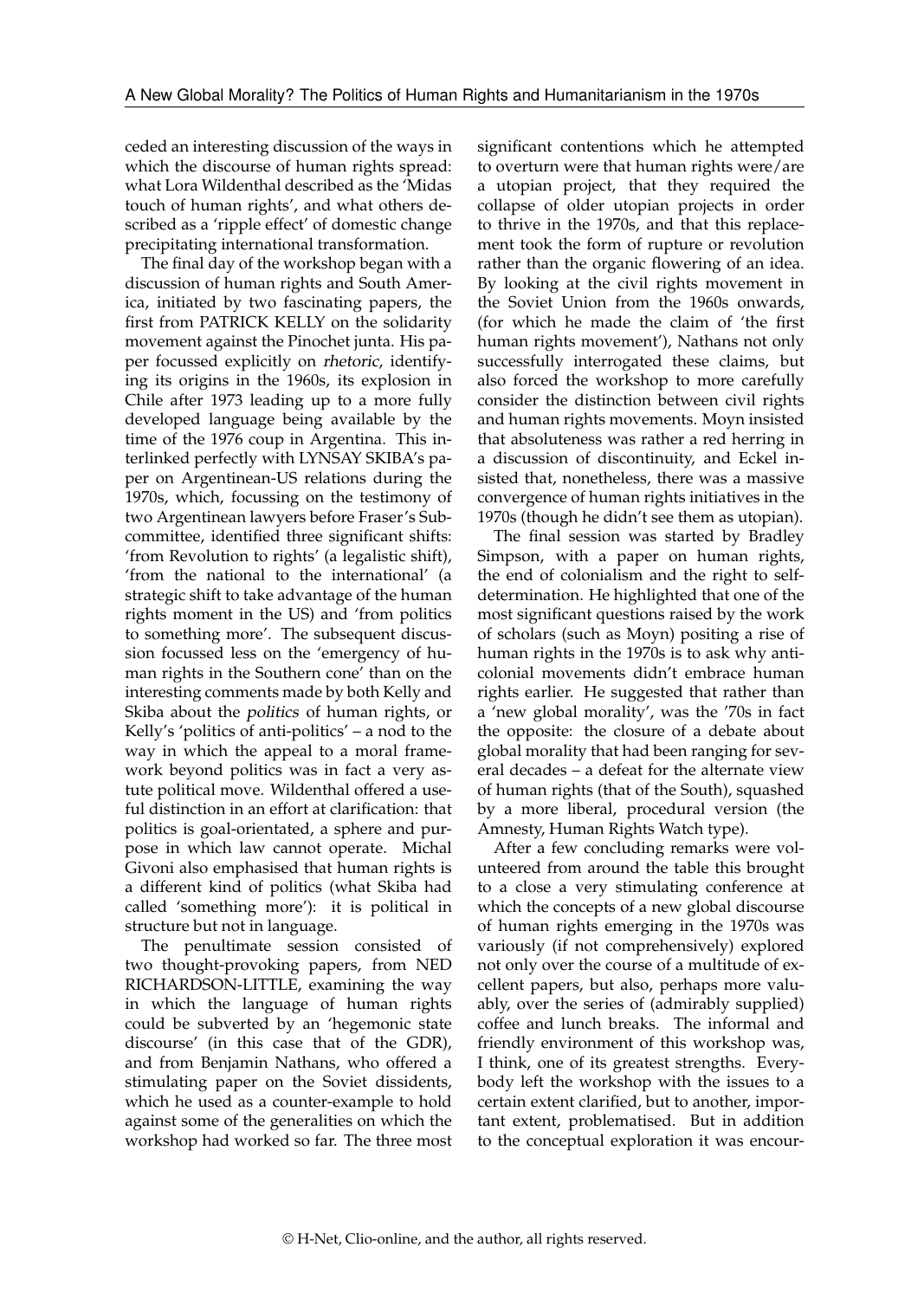ceded an interesting discussion of the ways in which the discourse of human rights spread: what Lora Wildenthal described as the 'Midas touch of human rights', and what others described as a 'ripple effect' of domestic change precipitating international transformation.

The final day of the workshop began with a discussion of human rights and South America, initiated by two fascinating papers, the first from PATRICK KELLY on the solidarity movement against the Pinochet junta. His paper focussed explicitly on *rhetoric*, identifying its origins in the 1960s, its explosion in Chile after 1973 leading up to a more fully developed language being available by the time of the 1976 coup in Argentina. This interlinked perfectly with LYNSAY SKIBA's paper on Argentinean-US relations during the 1970s, which, focussing on the testimony of two Argentinean lawyers before Fraser's Subcommittee, identified three significant shifts: 'from Revolution to rights' (a legalistic shift), 'from the national to the international' (a strategic shift to take advantage of the human rights moment in the US) and 'from politics to something more'. The subsequent discussion focussed less on the 'emergency of human rights in the Southern cone' than on the interesting comments made by both Kelly and Skiba about the *politics* of human rights, or Kelly's 'politics of anti-politics' – a nod to the way in which the appeal to a moral framework beyond politics was in fact a very astute political move. Wildenthal offered a useful distinction in an effort at clarification: that politics is goal-orientated, a sphere and purpose in which law cannot operate. Michal Givoni also emphasised that human rights is a different kind of politics (what Skiba had called 'something more'): it is political in structure but not in language.

The penultimate session consisted of two thought-provoking papers, from NED RICHARDSON-LITTLE, examining the way in which the language of human rights could be subverted by an 'hegemonic state discourse' (in this case that of the GDR), and from Benjamin Nathans, who offered a stimulating paper on the Soviet dissidents, which he used as a counter-example to hold against some of the generalities on which the workshop had worked so far. The three most significant contentions which he attempted to overturn were that human rights were/are a utopian project, that they required the collapse of older utopian projects in order to thrive in the 1970s, and that this replacement took the form of rupture or revolution rather than the organic flowering of an idea. By looking at the civil rights movement in the Soviet Union from the 1960s onwards, (for which he made the claim of 'the first human rights movement'), Nathans not only successfully interrogated these claims, but also forced the workshop to more carefully consider the distinction between civil rights and human rights movements. Moyn insisted that absoluteness was rather a red herring in a discussion of discontinuity, and Eckel insisted that, nonetheless, there was a massive convergence of human rights initiatives in the 1970s (though he didn't see them as utopian).

The final session was started by Bradley Simpson, with a paper on human rights, the end of colonialism and the right to self-determination. He highlighted that one of the most significant questions raised by the work of scholars (such as Moyn) positing a rise of human rights in the 1970s is to ask why anti-colonial movements didn't embrace human rights earlier. He suggested that rather than a 'new global morality', was the '70s in fact the opposite: the closure of a debate about global morality that had been ranging for several decades – a defeat for the alternate view of human rights (that of the South), squashed by a more liberal, procedural version (the Amnesty, Human Rights Watch type).

After a few concluding remarks were volunteered from around the table this brought to a close a very stimulating conference at which the concepts of a new global discourse of human rights emerging in the 1970s was variously (if not comprehensively) explored not only over the course of a multitude of excellent papers, but also, perhaps more valuably, over the series of (admirably supplied) coffee and lunch breaks. The informal and friendly environment of this workshop was, I think, one of its greatest strengths. Everybody left the workshop with the issues to a certain extent clarified, but to another, important extent, problematised. But in addition to the conceptual exploration it was encour-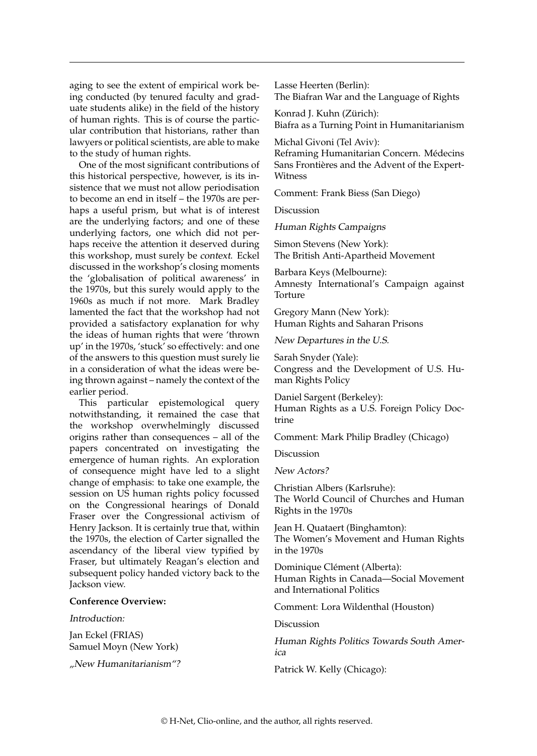aging to see the extent of empirical work being conducted (by tenured faculty and graduate students alike) in the field of the history of human rights. This is of course the particular contribution that historians, rather than lawyers or political scientists, are able to make to the study of human rights.

One of the most significant contributions of this historical perspective, however, is its insistence that we must not allow periodisation to become an end in itself – the 1970s are perhaps a useful prism, but what is of interest are the underlying factors; and one of these underlying factors, one which did not perhaps receive the attention it deserved during this workshop, must surely be *context*. Eckel discussed in the workshop's closing moments the 'globalisation of political awareness' in the 1970s, but this surely would apply to the 1960s as much if not more. Mark Bradley lamented the fact that the workshop had not provided a satisfactory explanation for why the ideas of human rights that were 'thrown up' in the 1970s, 'stuck' so effectively: and one of the answers to this question must surely lie in a consideration of what the ideas were being thrown against – namely the context of the earlier period.

This particular epistemological query notwithstanding, it remained the case that the workshop overwhelmingly discussed origins rather than consequences – all of the papers concentrated on investigating the emergence of human rights. An exploration of consequence might have led to a slight change of emphasis: to take one example, the session on US human rights policy focussed on the Congressional hearings of Donald Fraser over the Congressional activism of Henry Jackson. It is certainly true that, within the 1970s, the election of Carter signalled the ascendancy of the liberal view typified by Fraser, but ultimately Reagan's election and subsequent policy handed victory back to the Jackson view.

**Conference Overview:**

*Introduction:*

Jan Eckel (FRIAS)
Samuel Moyn (New York)

*„New Humanitarianism"?*

Lasse Heerten (Berlin):
The Biafran War and the Language of Rights

Konrad J. Kuhn (Zürich):
Biafra as a Turning Point in Humanitarianism

Michal Givoni (Tel Aviv):
Reframing Humanitarian Concern. Médecins Sans Frontières and the Advent of the Expert-Witness

Comment: Frank Biess (San Diego)

Discussion

*Human Rights Campaigns*

Simon Stevens (New York):
The British Anti-Apartheid Movement

Barbara Keys (Melbourne):
Amnesty International's Campaign against Torture

Gregory Mann (New York):
Human Rights and Saharan Prisons

*New Departures in the U.S.*

Sarah Snyder (Yale):
Congress and the Development of U.S. Human Rights Policy

Daniel Sargent (Berkeley):
Human Rights as a U.S. Foreign Policy Doctrine

Comment: Mark Philip Bradley (Chicago)

Discussion

*New Actors?*

Christian Albers (Karlsruhe):
The World Council of Churches and Human Rights in the 1970s

Jean H. Quataert (Binghamton):
The Women's Movement and Human Rights in the 1970s

Dominique Clément (Alberta):
Human Rights in Canada—Social Movement and International Politics

Comment: Lora Wildenthal (Houston)

Discussion

*Human Rights Politics Towards South America*

Patrick W. Kelly (Chicago):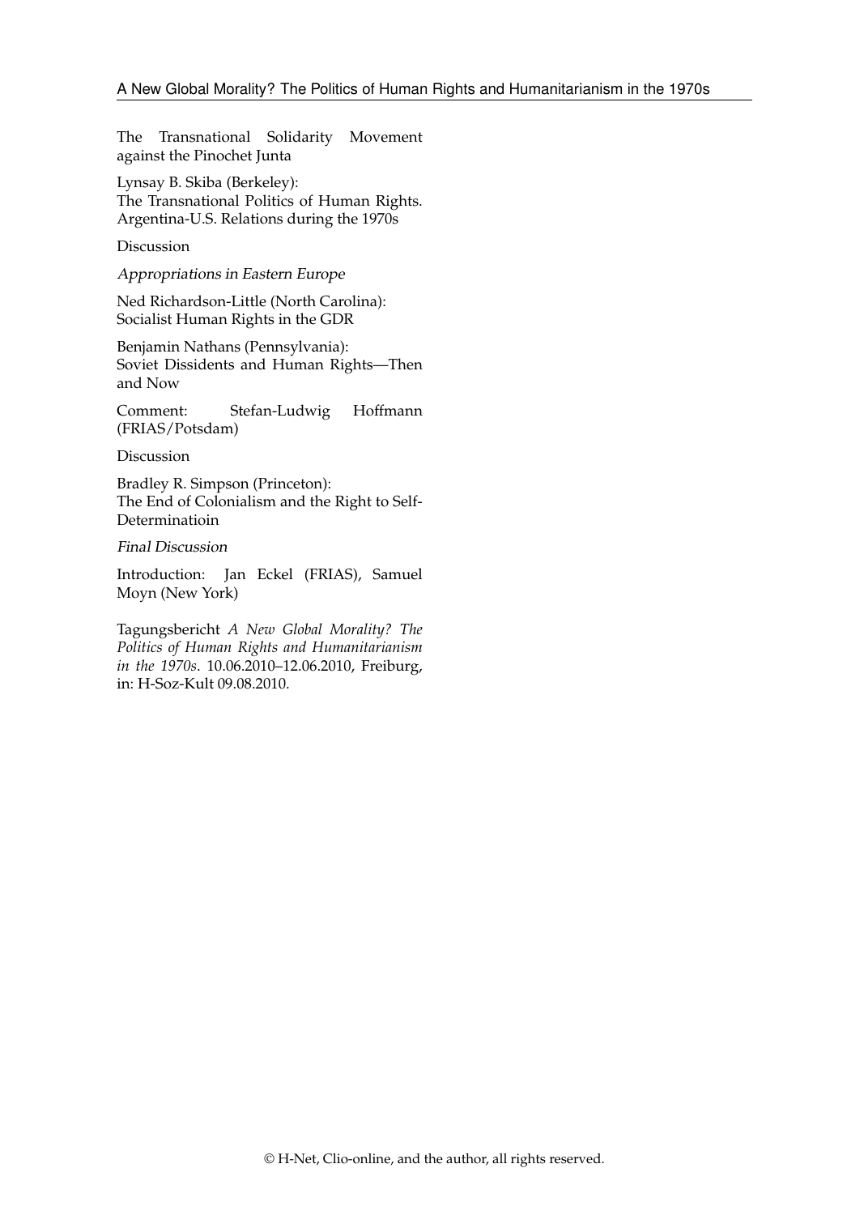The Transnational Solidarity Movement against the Pinochet Junta

Lynsay B. Skiba (Berkeley):
The Transnational Politics of Human Rights. Argentina-U.S. Relations during the 1970s

Discussion

*Appropriations in Eastern Europe*

Ned Richardson-Little (North Carolina):
Socialist Human Rights in the GDR

Benjamin Nathans (Pennsylvania):
Soviet Dissidents and Human Rights—Then and Now

Comment: Stefan-Ludwig Hoffmann (FRIAS/Potsdam)

Discussion

Bradley R. Simpson (Princeton):
The End of Colonialism and the Right to Self-Determinatioin

*Final Discussion*

Introduction: Jan Eckel (FRIAS), Samuel Moyn (New York)

Tagungsbericht *A New Global Morality? The Politics of Human Rights and Humanitarianism in the 1970s*. 10.06.2010–12.06.2010, Freiburg, in: H-Soz-Kult 09.08.2010.